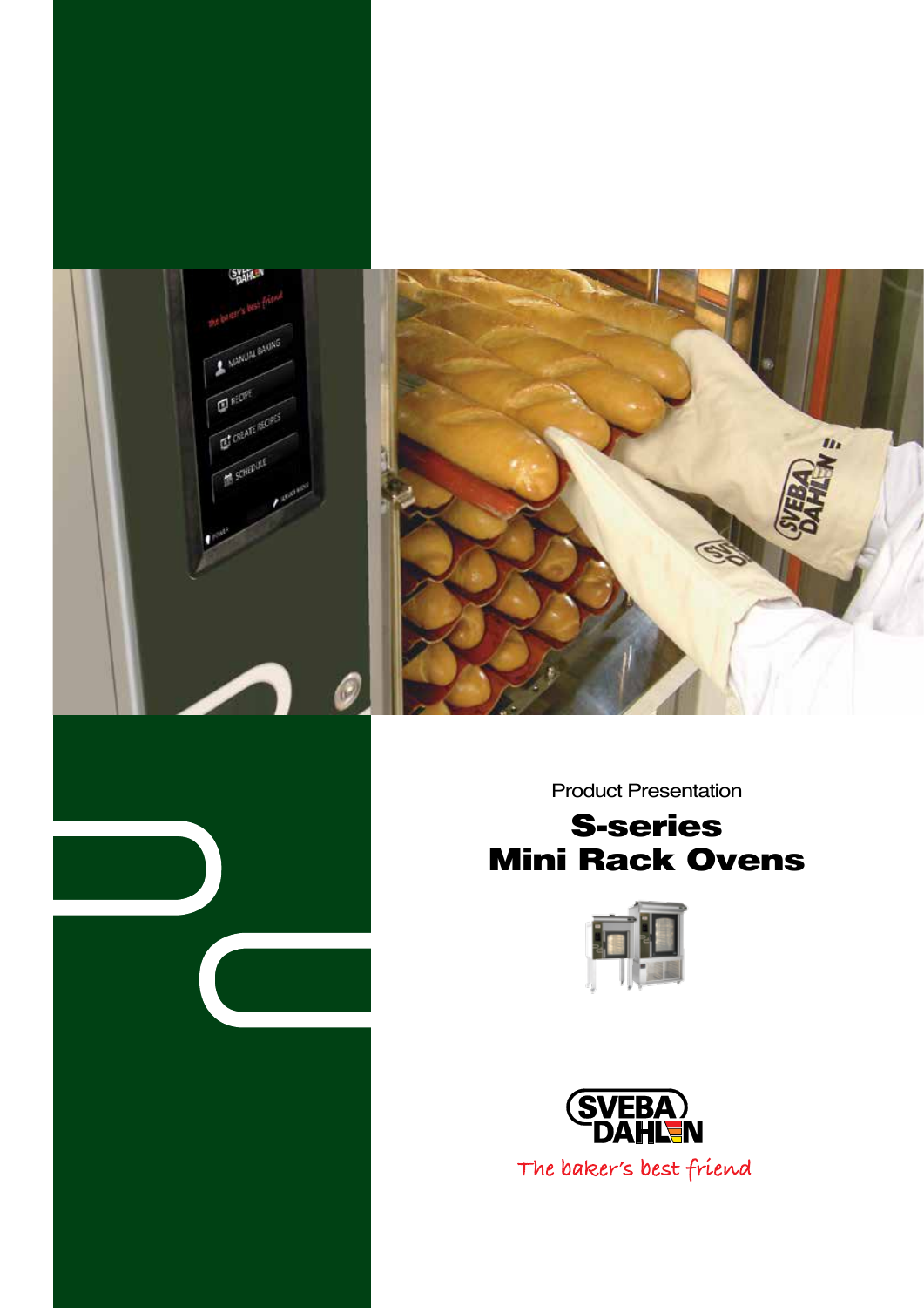Product Presentation

# S-series
# Mini Rack Ovens

SVEBA DAHLEN

The baker's best friend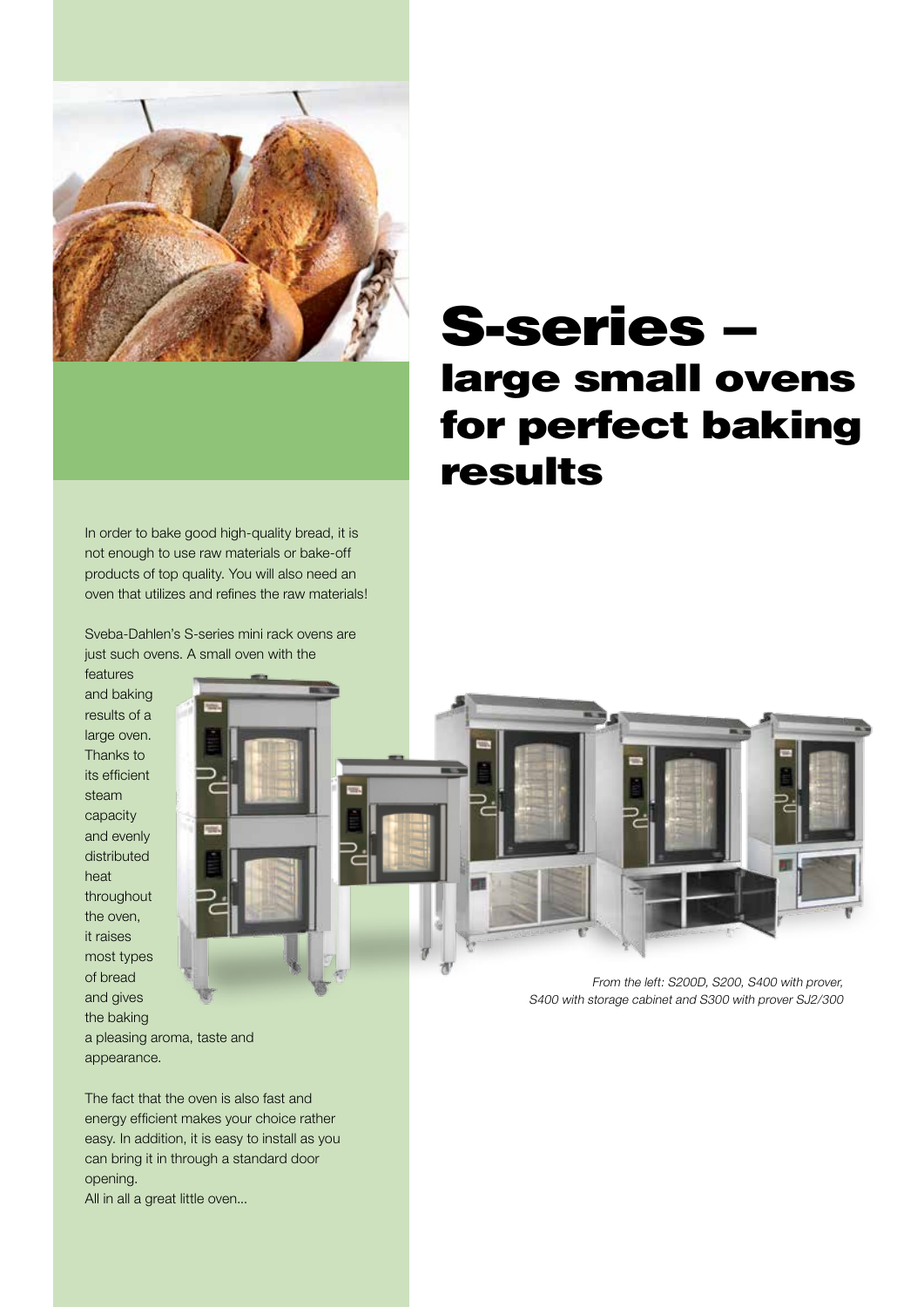# S-series – large small ovens for perfect baking results

In order to bake good high-quality bread, it is not enough to use raw materials or bake-off products of top quality. You will also need an oven that utilizes and refines the raw materials!

Sveba-Dahlen's S-series mini rack ovens are just such ovens. A small oven with the features and baking results of a large oven. Thanks to its efficient steam capacity and evenly distributed heat throughout the oven, it raises most types of bread and gives the baking a pleasing aroma, taste and appearance.

The fact that the oven is also fast and energy efficient makes your choice rather easy. In addition, it is easy to install as you can bring it in through a standard door opening.
All in all a great little oven...

*From the left: S200D, S200, S400 with prover, S400 with storage cabinet and S300 with prover SJ2/300*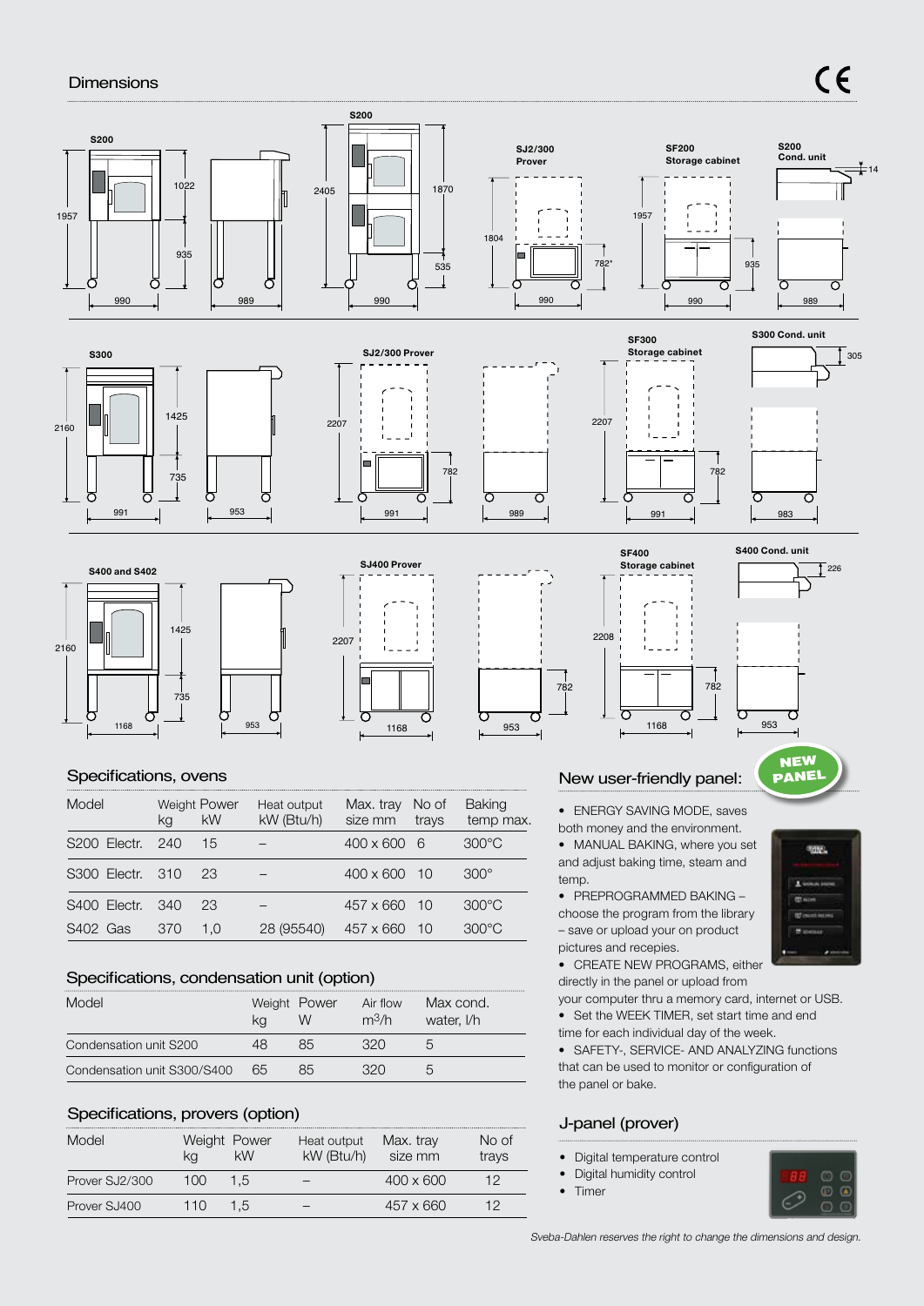## Dimensions

S200

1957 · 1022 · 935 · 990 · 989

S200

2405 · 1870 · 535 · 990

SJ2/300 Prover

1804 · 782* · 990

SF200 Storage cabinet

1957 · 935 · 990

S200 Cond. unit

14 · 989

S300

2160 · 1425 · 735 · 991 · 953

SJ2/300 Prover

2207 · 782 · 991 · 989

SF300 Storage cabinet

2207 · 782 · 991

S300 Cond. unit

305 · 983

S400 and S402

2160 · 1425 · 735 · 1168 · 953

SJ400 Prover

2207 · 782 · 1168 · 953

SF400 Storage cabinet

2208 · 782 · 1168

S400 Cond. unit

226 · 953

### Specifications, ovens

| Model | Weight kg | Power kW | Heat output kW (Btu/h) | Max. tray size mm | No of trays | Baking temp max. |
|---|---|---|---|---|---|---|
| S200 Electr. | 240 | 15 | – | 400 x 600 | 6 | 300°C |
| S300 Electr. | 310 | 23 | – | 400 x 600 | 10 | 300° |
| S400 Electr. | 340 | 23 | – | 457 x 660 | 10 | 300°C |
| S402 Gas | 370 | 1,0 | 28 (95540) | 457 x 660 | 10 | 300°C |

### Specifications, condensation unit (option)

| Model | Weight kg | Power W | Air flow $m^3/h$ | Max cond. water, l/h |
|---|---|---|---|---|
| Condensation unit S200 | 48 | 85 | 320 | 5 |
| Condensation unit S300/S400 | 65 | 85 | 320 | 5 |

### Specifications, provers (option)

| Model | Weight kg | Power kW | Heat output kW (Btu/h) | Max. tray size mm | No of trays |
|---|---|---|---|---|---|
| Prover SJ2/300 | 100 | 1,5 | – | 400 x 600 | 12 |
| Prover SJ400 | 110 | 1,5 | – | 457 x 660 | 12 |

### New user-friendly panel:

NEW PANEL

- ENERGY SAVING MODE, saves both money and the environment.
- MANUAL BAKING, where you set and adjust baking time, steam and temp.
- PREPROGRAMMED BAKING – choose the program from the library – save or upload your on product pictures and recepies.
- CREATE NEW PROGRAMS, either directly in the panel or upload from your computer thru a memory card, internet or USB.
- Set the WEEK TIMER, set start time and end time for each individual day of the week.
- SAFETY-, SERVICE- AND ANALYZING functions that can be used to monitor or configuration of the panel or bake.

### J-panel (prover)

- Digital temperature control
- Digital humidity control
- Timer

*Sveba-Dahlen reserves the right to change the dimensions and design.*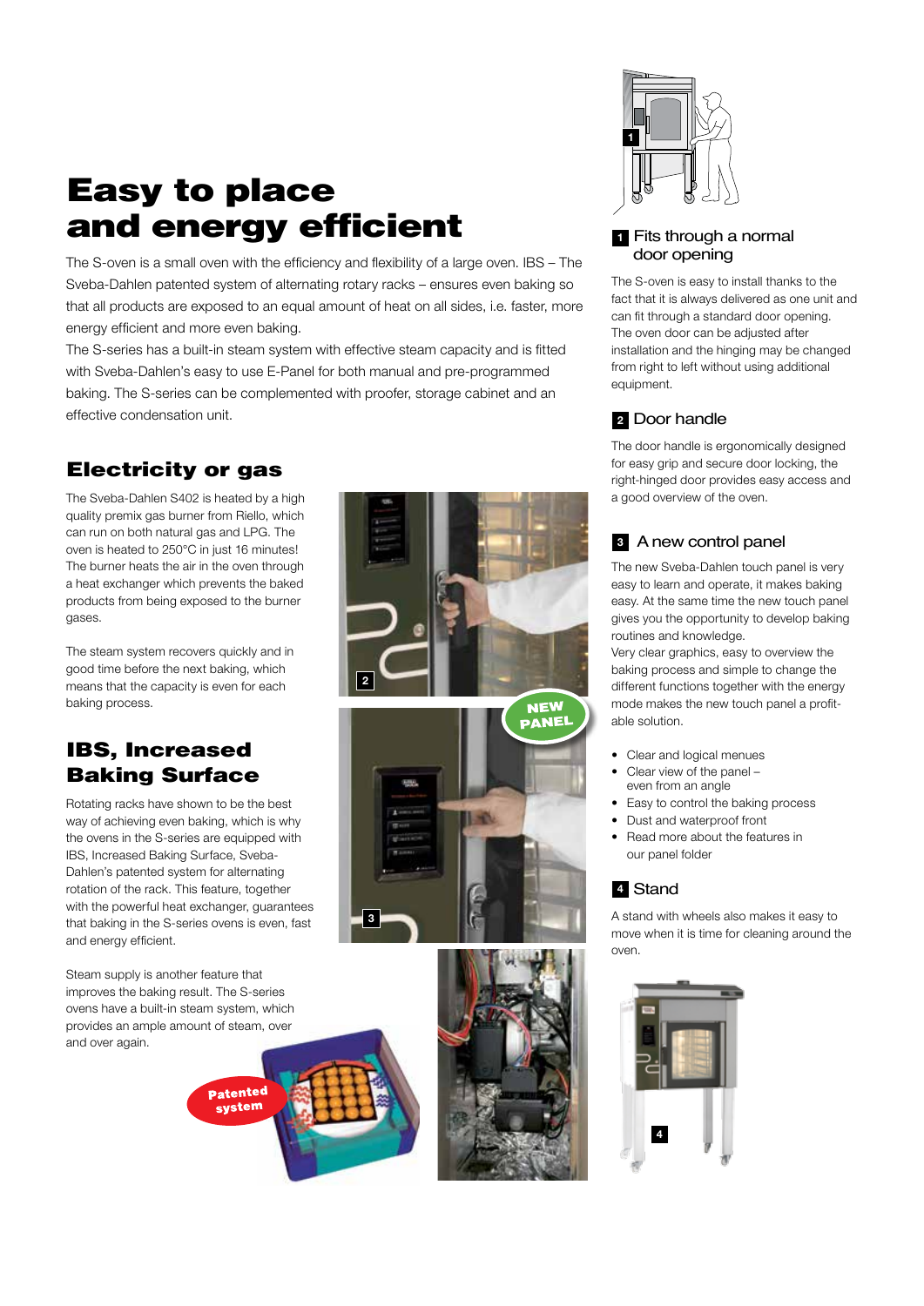# Easy to place and energy efficient

The S-oven is a small oven with the efficiency and flexibility of a large oven. IBS – The Sveba-Dahlen patented system of alternating rotary racks – ensures even baking so that all products are exposed to an equal amount of heat on all sides, i.e. faster, more energy efficient and more even baking.

The S-series has a built-in steam system with effective steam capacity and is fitted with Sveba-Dahlen's easy to use E-Panel for both manual and pre-programmed baking. The S-series can be complemented with proofer, storage cabinet and an effective condensation unit.

## Electricity or gas

The Sveba-Dahlen S402 is heated by a high quality premix gas burner from Riello, which can run on both natural gas and LPG. The oven is heated to 250°C in just 16 minutes! The burner heats the air in the oven through a heat exchanger which prevents the baked products from being exposed to the burner gases.

The steam system recovers quickly and in good time before the next baking, which means that the capacity is even for each baking process.

## IBS, Increased Baking Surface

Rotating racks have shown to be the best way of achieving even baking, which is why the ovens in the S-series are equipped with IBS, Increased Baking Surface, Sveba-Dahlen's patented system for alternating rotation of the rack. This feature, together with the powerful heat exchanger, guarantees that baking in the S-series ovens is even, fast and energy efficient.

Steam supply is another feature that improves the baking result. The S-series ovens have a built-in steam system, which provides an ample amount of steam, over and over again.

Patented system

NEW PANEL

### 1 Fits through a normal door opening

The S-oven is easy to install thanks to the fact that it is always delivered as one unit and can fit through a standard door opening. The oven door can be adjusted after installation and the hinging may be changed from right to left without using additional equipment.

### 2 Door handle

The door handle is ergonomically designed for easy grip and secure door locking, the right-hinged door provides easy access and a good overview of the oven.

### 3 A new control panel

The new Sveba-Dahlen touch panel is very easy to learn and operate, it makes baking easy. At the same time the new touch panel gives you the opportunity to develop baking routines and knowledge.

Very clear graphics, easy to overview the baking process and simple to change the different functions together with the energy mode makes the new touch panel a profitable solution.

- Clear and logical menues
- Clear view of the panel – even from an angle
- Easy to control the baking process
- Dust and waterproof front
- Read more about the features in our panel folder

### 4 Stand

A stand with wheels also makes it easy to move when it is time for cleaning around the oven.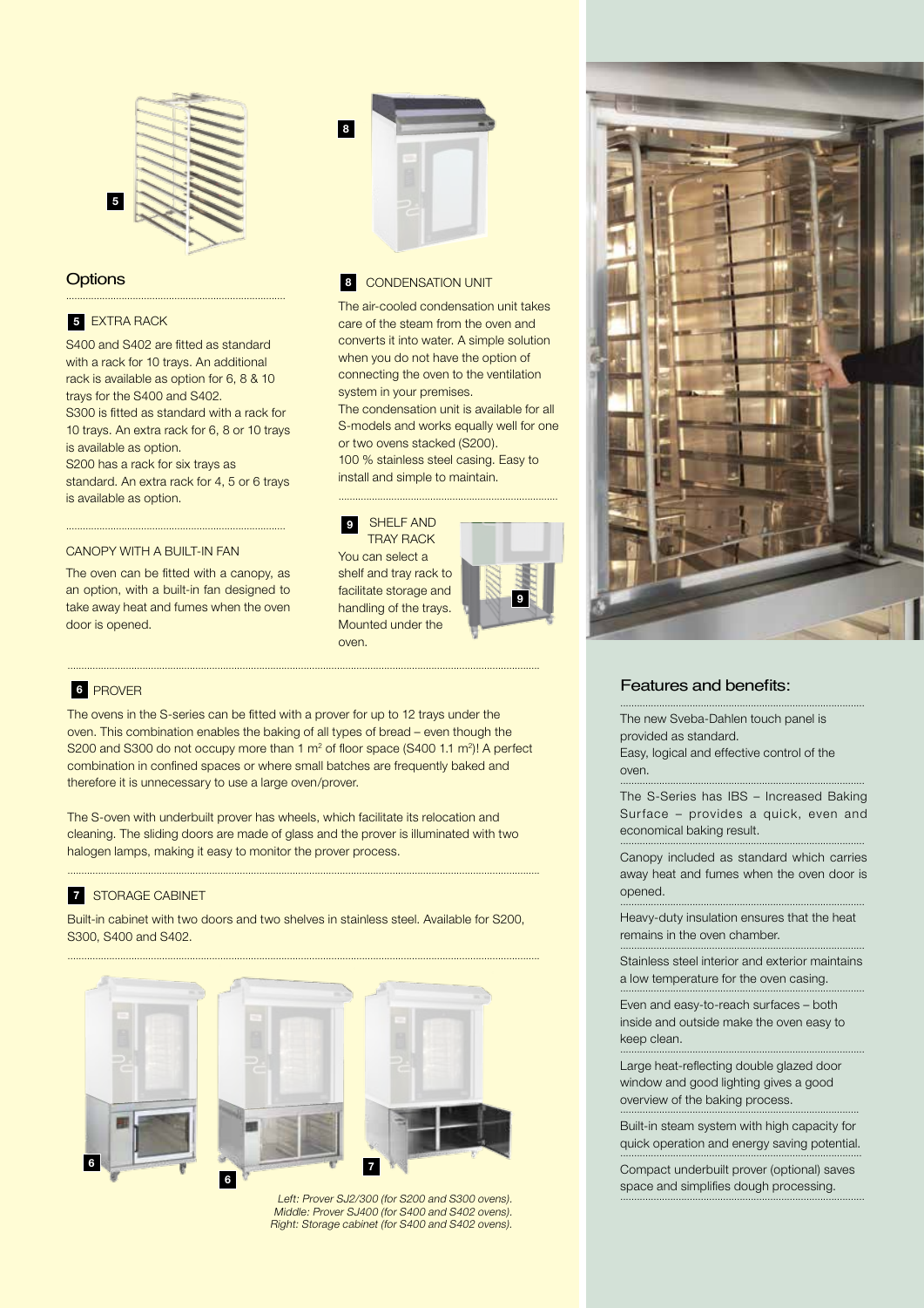## Options

### 5 EXTRA RACK

S400 and S402 are fitted as standard with a rack for 10 trays. An additional rack is available as option for 6, 8 & 10 trays for the S400 and S402.
S300 is fitted as standard with a rack for 10 trays. An extra rack for 6, 8 or 10 trays is available as option.
S200 has a rack for six trays as standard. An extra rack for 4, 5 or 6 trays is available as option.

### CANOPY WITH A BUILT-IN FAN

The oven can be fitted with a canopy, as an option, with a built-in fan designed to take away heat and fumes when the oven door is opened.

### 8 CONDENSATION UNIT

The air-cooled condensation unit takes care of the steam from the oven and converts it into water. A simple solution when you do not have the option of connecting the oven to the ventilation system in your premises.
The condensation unit is available for all S-models and works equally well for one or two ovens stacked (S200).
100 % stainless steel casing. Easy to install and simple to maintain.

### 9 SHELF AND TRAY RACK

You can select a shelf and tray rack to facilitate storage and handling of the trays. Mounted under the oven.

### 6 PROVER

The ovens in the S-series can be fitted with a prover for up to 12 trays under the oven. This combination enables the baking of all types of bread – even though the S200 and S300 do not occupy more than 1 m² of floor space (S400 1.1 m²)! A perfect combination in confined spaces or where small batches are frequently baked and therefore it is unnecessary to use a large oven/prover.

The S-oven with underbuilt prover has wheels, which facilitate its relocation and cleaning. The sliding doors are made of glass and the prover is illuminated with two halogen lamps, making it easy to monitor the prover process.

### 7 STORAGE CABINET

Built-in cabinet with two doors and two shelves in stainless steel. Available for S200, S300, S400 and S402.

*Left: Prover SJ2/300 (for S200 and S300 ovens).*
*Middle: Prover SJ400 (for S400 and S402 ovens).*
*Right: Storage cabinet (for S400 and S402 ovens).*

## Features and benefits:

The new Sveba-Dahlen touch panel is provided as standard.
Easy, logical and effective control of the oven.

The S-Series has IBS – Increased Baking Surface – provides a quick, even and economical baking result.

Canopy included as standard which carries away heat and fumes when the oven door is opened.

Heavy-duty insulation ensures that the heat remains in the oven chamber.

Stainless steel interior and exterior maintains a low temperature for the oven casing.

Even and easy-to-reach surfaces – both inside and outside make the oven easy to keep clean.

Large heat-reflecting double glazed door window and good lighting gives a good overview of the baking process.

Built-in steam system with high capacity for quick operation and energy saving potential.

Compact underbuilt prover (optional) saves space and simplifies dough processing.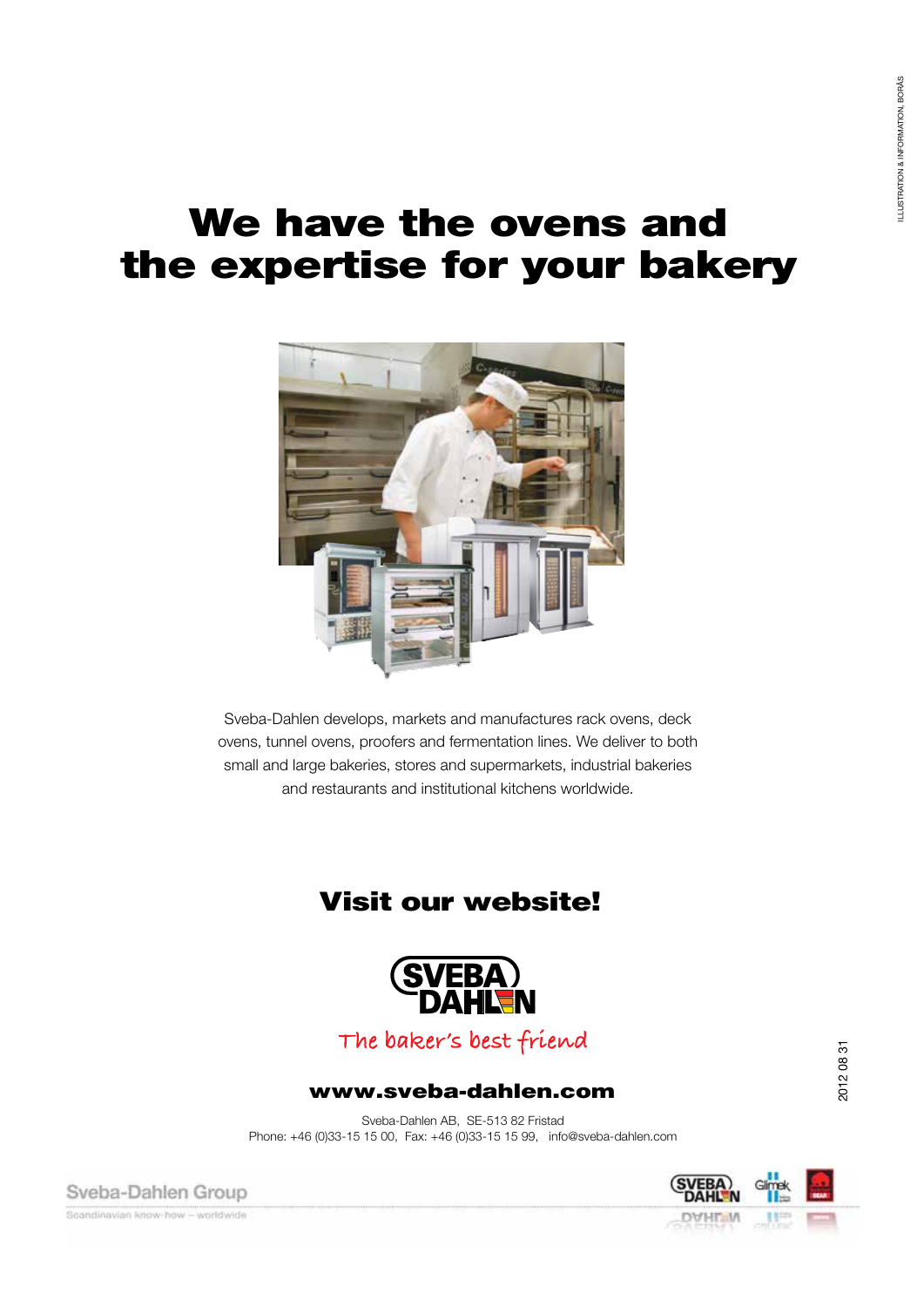# We have the ovens and the expertise for your bakery

Sveba-Dahlen develops, markets and manufactures rack ovens, deck ovens, tunnel ovens, proofers and fermentation lines. We deliver to both small and large bakeries, stores and supermarkets, industrial bakeries and restaurants and institutional kitchens worldwide.

## Visit our website!

SVEBA DAHLEN

The baker's best friend

**www.sveba-dahlen.com**

Sveba-Dahlen AB, SE-513 82 Fristad
Phone: +46 (0)33-15 15 00, Fax: +46 (0)33-15 15 99, info@sveba-dahlen.com

Sveba-Dahlen Group
Scandinavian know-how – worldwide

2012 08 31

ILLUSTRATION & INFORMATION, BORÅS